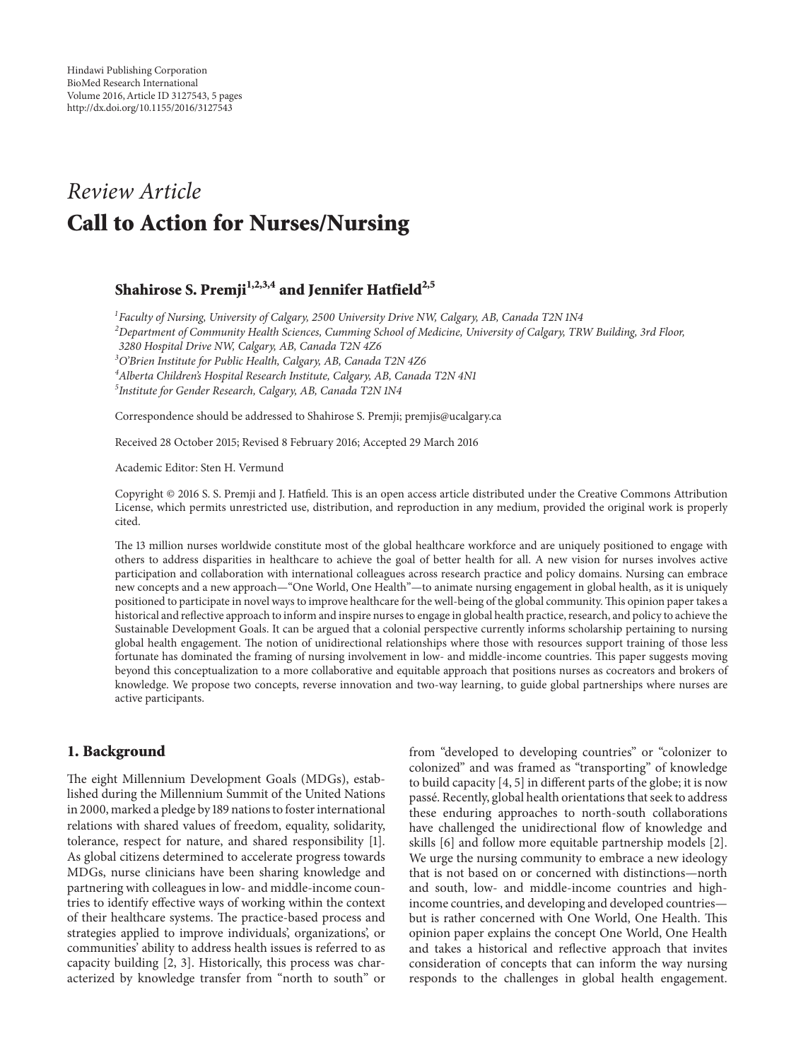*Review Article*

# Call to Action for Nurses/Nursing

**Shahirose S. Premji[1,2,3,4] and Jennifer Hatfield[2,5]**

[1]*Faculty of Nursing, University of Calgary, 2500 University Drive NW, Calgary, AB, Canada T2N 1N4*
[2]*Department of Community Health Sciences, Cumming School of Medicine, University of Calgary, TRW Building, 3rd Floor, 3280 Hospital Drive NW, Calgary, AB, Canada T2N 4Z6*
[3]*O'Brien Institute for Public Health, Calgary, AB, Canada T2N 4Z6*
[4]*Alberta Children's Hospital Research Institute, Calgary, AB, Canada T2N 4N1*
[5]*Institute for Gender Research, Calgary, AB, Canada T2N 1N4*

Correspondence should be addressed to Shahirose S. Premji; premjis@ucalgary.ca

Received 28 October 2015; Revised 8 February 2016; Accepted 29 March 2016

Academic Editor: Sten H. Vermund

Copyright © 2016 S. S. Premji and J. Hatfield. This is an open access article distributed under the Creative Commons Attribution License, which permits unrestricted use, distribution, and reproduction in any medium, provided the original work is properly cited.

The 13 million nurses worldwide constitute most of the global healthcare workforce and are uniquely positioned to engage with others to address disparities in healthcare to achieve the goal of better health for all. A new vision for nurses involves active participation and collaboration with international colleagues across research practice and policy domains. Nursing can embrace new concepts and a new approach—"One World, One Health"—to animate nursing engagement in global health, as it is uniquely positioned to participate in novel ways to improve healthcare for the well-being of the global community. This opinion paper takes a historical and reflective approach to inform and inspire nurses to engage in global health practice, research, and policy to achieve the Sustainable Development Goals. It can be argued that a colonial perspective currently informs scholarship pertaining to nursing global health engagement. The notion of unidirectional relationships where those with resources support training of those less fortunate has dominated the framing of nursing involvement in low- and middle-income countries. This paper suggests moving beyond this conceptualization to a more collaborative and equitable approach that positions nurses as cocreators and brokers of knowledge. We propose two concepts, reverse innovation and two-way learning, to guide global partnerships where nurses are active participants.

## 1. Background

The eight Millennium Development Goals (MDGs), established during the Millennium Summit of the United Nations in 2000, marked a pledge by 189 nations to foster international relations with shared values of freedom, equality, solidarity, tolerance, respect for nature, and shared responsibility [1]. As global citizens determined to accelerate progress towards MDGs, nurse clinicians have been sharing knowledge and partnering with colleagues in low- and middle-income countries to identify effective ways of working within the context of their healthcare systems. The practice-based process and strategies applied to improve individuals', organizations', or communities' ability to address health issues is referred to as capacity building [2, 3]. Historically, this process was characterized by knowledge transfer from "north to south" or from "developed to developing countries" or "colonizer to colonized" and was framed as "transporting" of knowledge to build capacity [4, 5] in different parts of the globe; it is now passé. Recently, global health orientations that seek to address these enduring approaches to north-south collaborations have challenged the unidirectional flow of knowledge and skills [6] and follow more equitable partnership models [2]. We urge the nursing community to embrace a new ideology that is not based on or concerned with distinctions—north and south, low- and middle-income countries and high-income countries, and developing and developed countries—but is rather concerned with One World, One Health. This opinion paper explains the concept One World, One Health and takes a historical and reflective approach that invites consideration of concepts that can inform the way nursing responds to the challenges in global health engagement.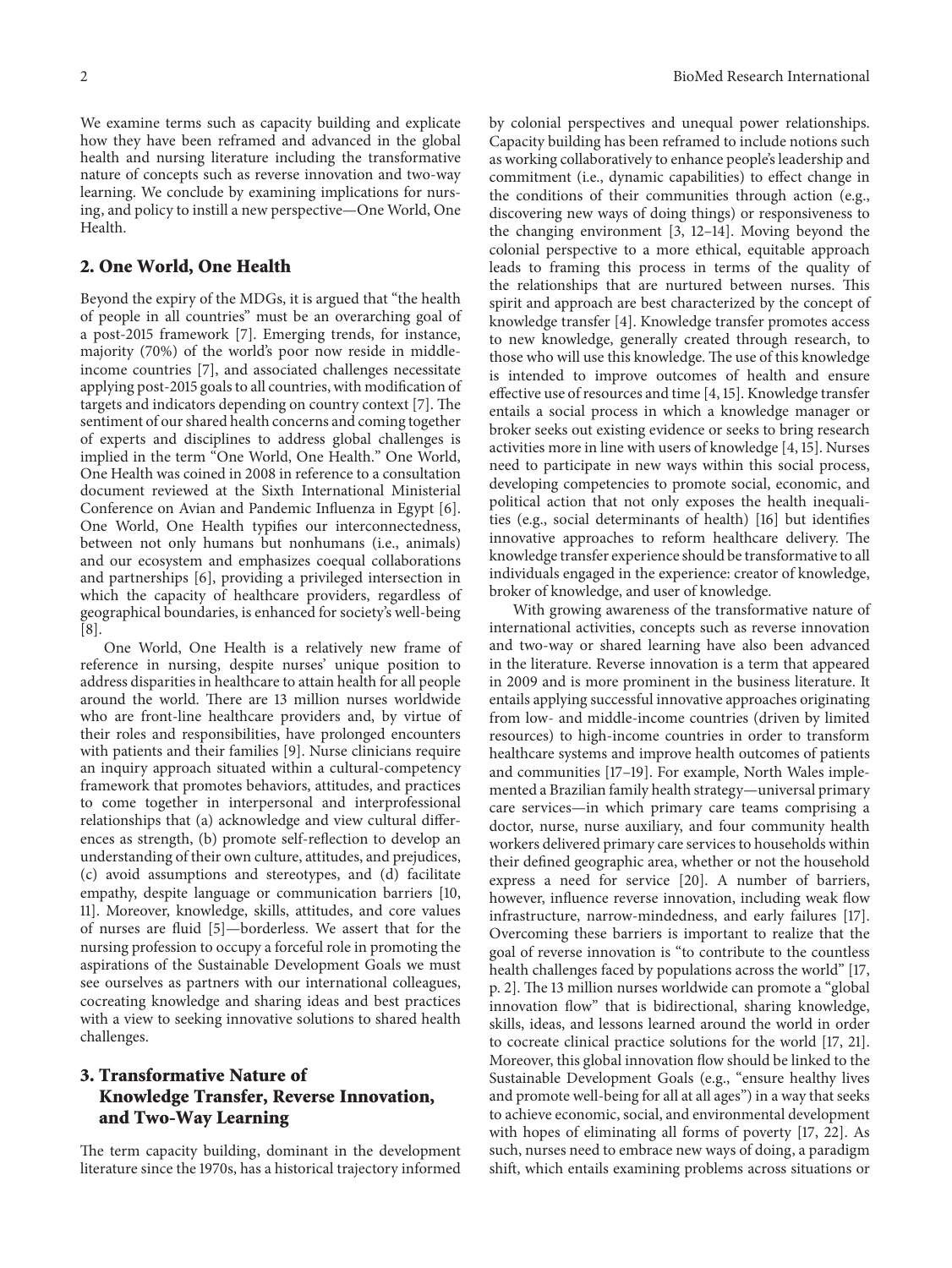We examine terms such as capacity building and explicate how they have been reframed and advanced in the global health and nursing literature including the transformative nature of concepts such as reverse innovation and two-way learning. We conclude by examining implications for nursing, and policy to instill a new perspective—One World, One Health.

## 2. One World, One Health

Beyond the expiry of the MDGs, it is argued that "the health of people in all countries" must be an overarching goal of a post-2015 framework [7]. Emerging trends, for instance, majority (70%) of the world's poor now reside in middle-income countries [7], and associated challenges necessitate applying post-2015 goals to all countries, with modification of targets and indicators depending on country context [7]. The sentiment of our shared health concerns and coming together of experts and disciplines to address global challenges is implied in the term "One World, One Health." One World, One Health was coined in 2008 in reference to a consultation document reviewed at the Sixth International Ministerial Conference on Avian and Pandemic Influenza in Egypt [6]. One World, One Health typifies our interconnectedness, between not only humans but nonhumans (i.e., animals) and our ecosystem and emphasizes coequal collaborations and partnerships [6], providing a privileged intersection in which the capacity of healthcare providers, regardless of geographical boundaries, is enhanced for society's well-being [8].

One World, One Health is a relatively new frame of reference in nursing, despite nurses' unique position to address disparities in healthcare to attain health for all people around the world. There are 13 million nurses worldwide who are front-line healthcare providers and, by virtue of their roles and responsibilities, have prolonged encounters with patients and their families [9]. Nurse clinicians require an inquiry approach situated within a cultural-competency framework that promotes behaviors, attitudes, and practices to come together in interpersonal and interprofessional relationships that (a) acknowledge and view cultural differences as strength, (b) promote self-reflection to develop an understanding of their own culture, attitudes, and prejudices, (c) avoid assumptions and stereotypes, and (d) facilitate empathy, despite language or communication barriers [10, 11]. Moreover, knowledge, skills, attitudes, and core values of nurses are fluid [5]—borderless. We assert that for the nursing profession to occupy a forceful role in promoting the aspirations of the Sustainable Development Goals we must see ourselves as partners with our international colleagues, cocreating knowledge and sharing ideas and best practices with a view to seeking innovative solutions to shared health challenges.

## 3. Transformative Nature of Knowledge Transfer, Reverse Innovation, and Two-Way Learning

The term capacity building, dominant in the development literature since the 1970s, has a historical trajectory informed by colonial perspectives and unequal power relationships. Capacity building has been reframed to include notions such as working collaboratively to enhance people's leadership and commitment (i.e., dynamic capabilities) to effect change in the conditions of their communities through action (e.g., discovering new ways of doing things) or responsiveness to the changing environment [3, 12–14]. Moving beyond the colonial perspective to a more ethical, equitable approach leads to framing this process in terms of the quality of the relationships that are nurtured between nurses. This spirit and approach are best characterized by the concept of knowledge transfer [4]. Knowledge transfer promotes access to new knowledge, generally created through research, to those who will use this knowledge. The use of this knowledge is intended to improve outcomes of health and ensure effective use of resources and time [4, 15]. Knowledge transfer entails a social process in which a knowledge manager or broker seeks out existing evidence or seeks to bring research activities more in line with users of knowledge [4, 15]. Nurses need to participate in new ways within this social process, developing competencies to promote social, economic, and political action that not only exposes the health inequalities (e.g., social determinants of health) [16] but identifies innovative approaches to reform healthcare delivery. The knowledge transfer experience should be transformative to all individuals engaged in the experience: creator of knowledge, broker of knowledge, and user of knowledge.

With growing awareness of the transformative nature of international activities, concepts such as reverse innovation and two-way or shared learning have also been advanced in the literature. Reverse innovation is a term that appeared in 2009 and is more prominent in the business literature. It entails applying successful innovative approaches originating from low- and middle-income countries (driven by limited resources) to high-income countries in order to transform healthcare systems and improve health outcomes of patients and communities [17–19]. For example, North Wales implemented a Brazilian family health strategy—universal primary care services—in which primary care teams comprising a doctor, nurse, nurse auxiliary, and four community health workers delivered primary care services to households within their defined geographic area, whether or not the household express a need for service [20]. A number of barriers, however, influence reverse innovation, including weak flow infrastructure, narrow-mindedness, and early failures [17]. Overcoming these barriers is important to realize that the goal of reverse innovation is "to contribute to the countless health challenges faced by populations across the world" [17, p. 2]. The 13 million nurses worldwide can promote a "global innovation flow" that is bidirectional, sharing knowledge, skills, ideas, and lessons learned around the world in order to cocreate clinical practice solutions for the world [17, 21]. Moreover, this global innovation flow should be linked to the Sustainable Development Goals (e.g., "ensure healthy lives and promote well-being for all at all ages") in a way that seeks to achieve economic, social, and environmental development with hopes of eliminating all forms of poverty [17, 22]. As such, nurses need to embrace new ways of doing, a paradigm shift, which entails examining problems across situations or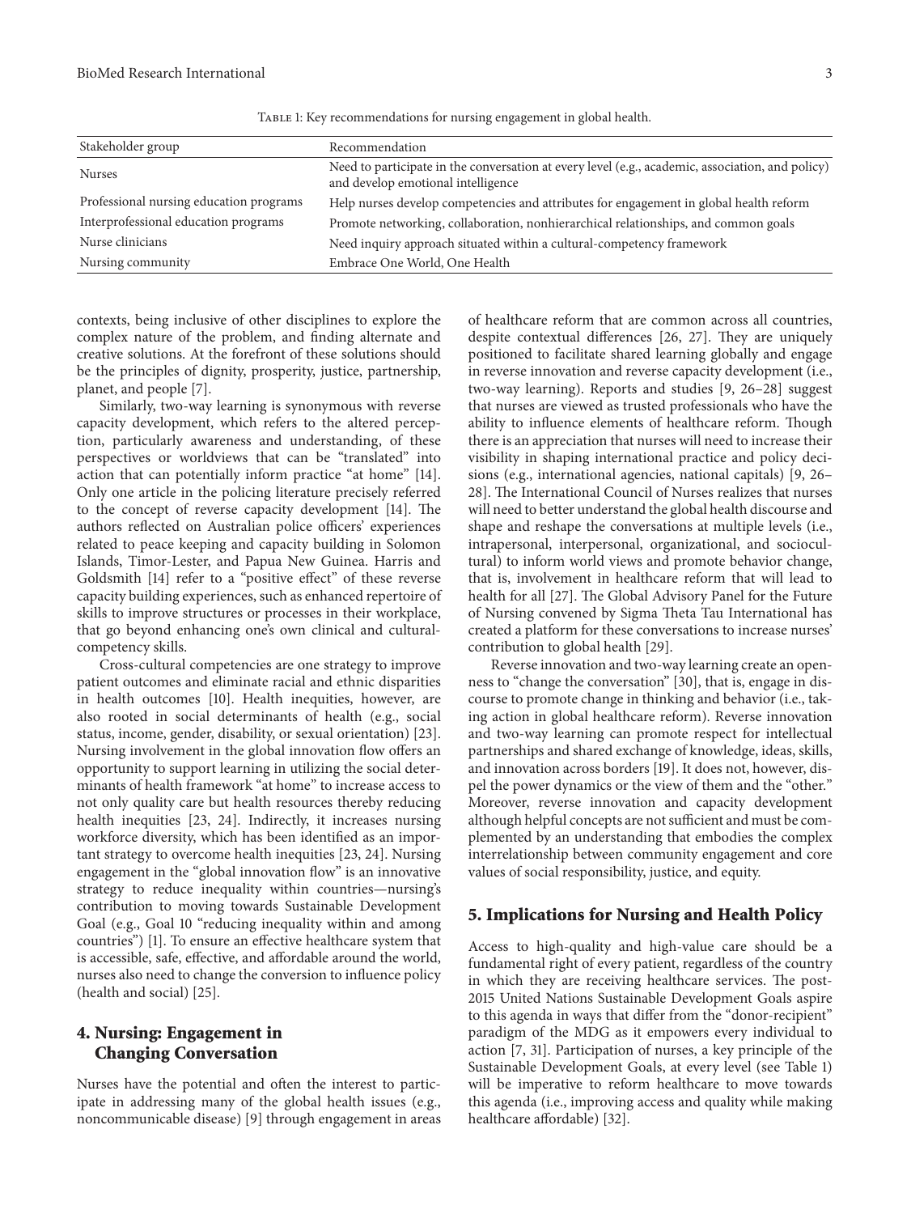Table 1: Key recommendations for nursing engagement in global health.

| Stakeholder group | Recommendation |
|---|---|
| Nurses | Need to participate in the conversation at every level (e.g., academic, association, and policy) and develop emotional intelligence |
| Professional nursing education programs | Help nurses develop competencies and attributes for engagement in global health reform |
| Interprofessional education programs | Promote networking, collaboration, nonhierarchical relationships, and common goals |
| Nurse clinicians | Need inquiry approach situated within a cultural-competency framework |
| Nursing community | Embrace One World, One Health |

contexts, being inclusive of other disciplines to explore the complex nature of the problem, and finding alternate and creative solutions. At the forefront of these solutions should be the principles of dignity, prosperity, justice, partnership, planet, and people [7].

Similarly, two-way learning is synonymous with reverse capacity development, which refers to the altered perception, particularly awareness and understanding, of these perspectives or worldviews that can be "translated" into action that can potentially inform practice "at home" [14]. Only one article in the policing literature precisely referred to the concept of reverse capacity development [14]. The authors reflected on Australian police officers' experiences related to peace keeping and capacity building in Solomon Islands, Timor-Lester, and Papua New Guinea. Harris and Goldsmith [14] refer to a "positive effect" of these reverse capacity building experiences, such as enhanced repertoire of skills to improve structures or processes in their workplace, that go beyond enhancing one's own clinical and cultural-competency skills.

Cross-cultural competencies are one strategy to improve patient outcomes and eliminate racial and ethnic disparities in health outcomes [10]. Health inequities, however, are also rooted in social determinants of health (e.g., social status, income, gender, disability, or sexual orientation) [23]. Nursing involvement in the global innovation flow offers an opportunity to support learning in utilizing the social determinants of health framework "at home" to increase access to not only quality care but health resources thereby reducing health inequities [23, 24]. Indirectly, it increases nursing workforce diversity, which has been identified as an important strategy to overcome health inequities [23, 24]. Nursing engagement in the "global innovation flow" is an innovative strategy to reduce inequality within countries—nursing's contribution to moving towards Sustainable Development Goal (e.g., Goal 10 "reducing inequality within and among countries") [1]. To ensure an effective healthcare system that is accessible, safe, effective, and affordable around the world, nurses also need to change the conversion to influence policy (health and social) [25].

## 4. Nursing: Engagement in Changing Conversation

Nurses have the potential and often the interest to participate in addressing many of the global health issues (e.g., noncommunicable disease) [9] through engagement in areas of healthcare reform that are common across all countries, despite contextual differences [26, 27]. They are uniquely positioned to facilitate shared learning globally and engage in reverse innovation and reverse capacity development (i.e., two-way learning). Reports and studies [9, 26–28] suggest that nurses are viewed as trusted professionals who have the ability to influence elements of healthcare reform. Though there is an appreciation that nurses will need to increase their visibility in shaping international practice and policy decisions (e.g., international agencies, national capitals) [9, 26–28]. The International Council of Nurses realizes that nurses will need to better understand the global health discourse and shape and reshape the conversations at multiple levels (i.e., intrapersonal, interpersonal, organizational, and sociocultural) to inform world views and promote behavior change, that is, involvement in healthcare reform that will lead to health for all [27]. The Global Advisory Panel for the Future of Nursing convened by Sigma Theta Tau International has created a platform for these conversations to increase nurses' contribution to global health [29].

Reverse innovation and two-way learning create an openness to "change the conversation" [30], that is, engage in discourse to promote change in thinking and behavior (i.e., taking action in global healthcare reform). Reverse innovation and two-way learning can promote respect for intellectual partnerships and shared exchange of knowledge, ideas, skills, and innovation across borders [19]. It does not, however, dispel the power dynamics or the view of them and the "other." Moreover, reverse innovation and capacity development although helpful concepts are not sufficient and must be complemented by an understanding that embodies the complex interrelationship between community engagement and core values of social responsibility, justice, and equity.

## 5. Implications for Nursing and Health Policy

Access to high-quality and high-value care should be a fundamental right of every patient, regardless of the country in which they are receiving healthcare services. The post-2015 United Nations Sustainable Development Goals aspire to this agenda in ways that differ from the "donor-recipient" paradigm of the MDG as it empowers every individual to action [7, 31]. Participation of nurses, a key principle of the Sustainable Development Goals, at every level (see Table 1) will be imperative to reform healthcare to move towards this agenda (i.e., improving access and quality while making healthcare affordable) [32].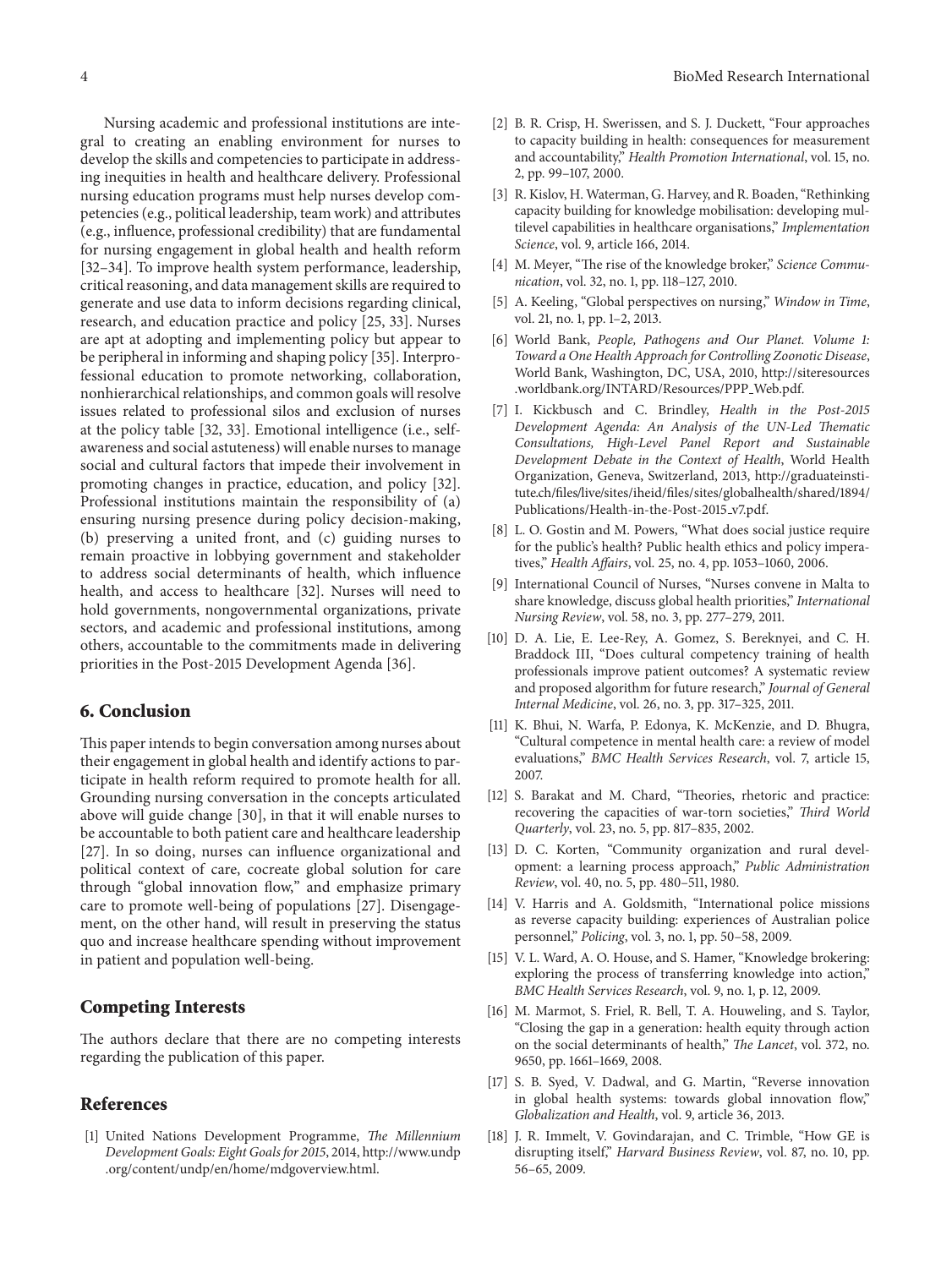Nursing academic and professional institutions are integral to creating an enabling environment for nurses to develop the skills and competencies to participate in addressing inequities in health and healthcare delivery. Professional nursing education programs must help nurses develop competencies (e.g., political leadership, team work) and attributes (e.g., influence, professional credibility) that are fundamental for nursing engagement in global health and health reform [32–34]. To improve health system performance, leadership, critical reasoning, and data management skills are required to generate and use data to inform decisions regarding clinical, research, and education practice and policy [25, 33]. Nurses are apt at adopting and implementing policy but appear to be peripheral in informing and shaping policy [35]. Interprofessional education to promote networking, collaboration, nonhierarchical relationships, and common goals will resolve issues related to professional silos and exclusion of nurses at the policy table [32, 33]. Emotional intelligence (i.e., self-awareness and social astuteness) will enable nurses to manage social and cultural factors that impede their involvement in promoting changes in practice, education, and policy [32]. Professional institutions maintain the responsibility of (a) ensuring nursing presence during policy decision-making, (b) preserving a united front, and (c) guiding nurses to remain proactive in lobbying government and stakeholder to address social determinants of health, which influence health, and access to healthcare [32]. Nurses will need to hold governments, nongovernmental organizations, private sectors, and academic and professional institutions, among others, accountable to the commitments made in delivering priorities in the Post-2015 Development Agenda [36].

## 6. Conclusion

This paper intends to begin conversation among nurses about their engagement in global health and identify actions to participate in health reform required to promote health for all. Grounding nursing conversation in the concepts articulated above will guide change [30], in that it will enable nurses to be accountable to both patient care and healthcare leadership [27]. In so doing, nurses can influence organizational and political context of care, cocreate global solution for care through "global innovation flow," and emphasize primary care to promote well-being of populations [27]. Disengagement, on the other hand, will result in preserving the status quo and increase healthcare spending without improvement in patient and population well-being.

## Competing Interests

The authors declare that there are no competing interests regarding the publication of this paper.

## References

[1] United Nations Development Programme, *The Millennium Development Goals: Eight Goals for 2015*, 2014, http://www.undp.org/content/undp/en/home/mdgoverview.html.

[2] B. R. Crisp, H. Swerissen, and S. J. Duckett, "Four approaches to capacity building in health: consequences for measurement and accountability," *Health Promotion International*, vol. 15, no. 2, pp. 99–107, 2000.

[3] R. Kislov, H. Waterman, G. Harvey, and R. Boaden, "Rethinking capacity building for knowledge mobilisation: developing multilevel capabilities in healthcare organisations," *Implementation Science*, vol. 9, article 166, 2014.

[4] M. Meyer, "The rise of the knowledge broker," *Science Communication*, vol. 32, no. 1, pp. 118–127, 2010.

[5] A. Keeling, "Global perspectives on nursing," *Window in Time*, vol. 21, no. 1, pp. 1–2, 2013.

[6] World Bank, *People, Pathogens and Our Planet. Volume 1: Toward a One Health Approach for Controlling Zoonotic Disease*, World Bank, Washington, DC, USA, 2010, http://siteresources.worldbank.org/INTARD/Resources/PPP_Web.pdf.

[7] I. Kickbusch and C. Brindley, *Health in the Post-2015 Development Agenda: An Analysis of the UN-Led Thematic Consultations, High-Level Panel Report and Sustainable Development Debate in the Context of Health*, World Health Organization, Geneva, Switzerland, 2013, http://graduateinstitute.ch/files/live/sites/iheid/files/sites/globalhealth/shared/1894/Publications/Health-in-the-Post-2015_v7.pdf.

[8] L. O. Gostin and M. Powers, "What does social justice require for the public's health? Public health ethics and policy imperatives," *Health Affairs*, vol. 25, no. 4, pp. 1053–1060, 2006.

[9] International Council of Nurses, "Nurses convene in Malta to share knowledge, discuss global health priorities," *International Nursing Review*, vol. 58, no. 3, pp. 277–279, 2011.

[10] D. A. Lie, E. Lee-Rey, A. Gomez, S. Bereknyei, and C. H. Braddock III, "Does cultural competency training of health professionals improve patient outcomes? A systematic review and proposed algorithm for future research," *Journal of General Internal Medicine*, vol. 26, no. 3, pp. 317–325, 2011.

[11] K. Bhui, N. Warfa, P. Edonya, K. McKenzie, and D. Bhugra, "Cultural competence in mental health care: a review of model evaluations," *BMC Health Services Research*, vol. 7, article 15, 2007.

[12] S. Barakat and M. Chard, "Theories, rhetoric and practice: recovering the capacities of war-torn societies," *Third World Quarterly*, vol. 23, no. 5, pp. 817–835, 2002.

[13] D. C. Korten, "Community organization and rural development: a learning process approach," *Public Administration Review*, vol. 40, no. 5, pp. 480–511, 1980.

[14] V. Harris and A. Goldsmith, "International police missions as reverse capacity building: experiences of Australian police personnel," *Policing*, vol. 3, no. 1, pp. 50–58, 2009.

[15] V. L. Ward, A. O. House, and S. Hamer, "Knowledge brokering: exploring the process of transferring knowledge into action," *BMC Health Services Research*, vol. 9, no. 1, p. 12, 2009.

[16] M. Marmot, S. Friel, R. Bell, T. A. Houweling, and S. Taylor, "Closing the gap in a generation: health equity through action on the social determinants of health," *The Lancet*, vol. 372, no. 9650, pp. 1661–1669, 2008.

[17] S. B. Syed, V. Dadwal, and G. Martin, "Reverse innovation in global health systems: towards global innovation flow," *Globalization and Health*, vol. 9, article 36, 2013.

[18] J. R. Immelt, V. Govindarajan, and C. Trimble, "How GE is disrupting itself," *Harvard Business Review*, vol. 87, no. 10, pp. 56–65, 2009.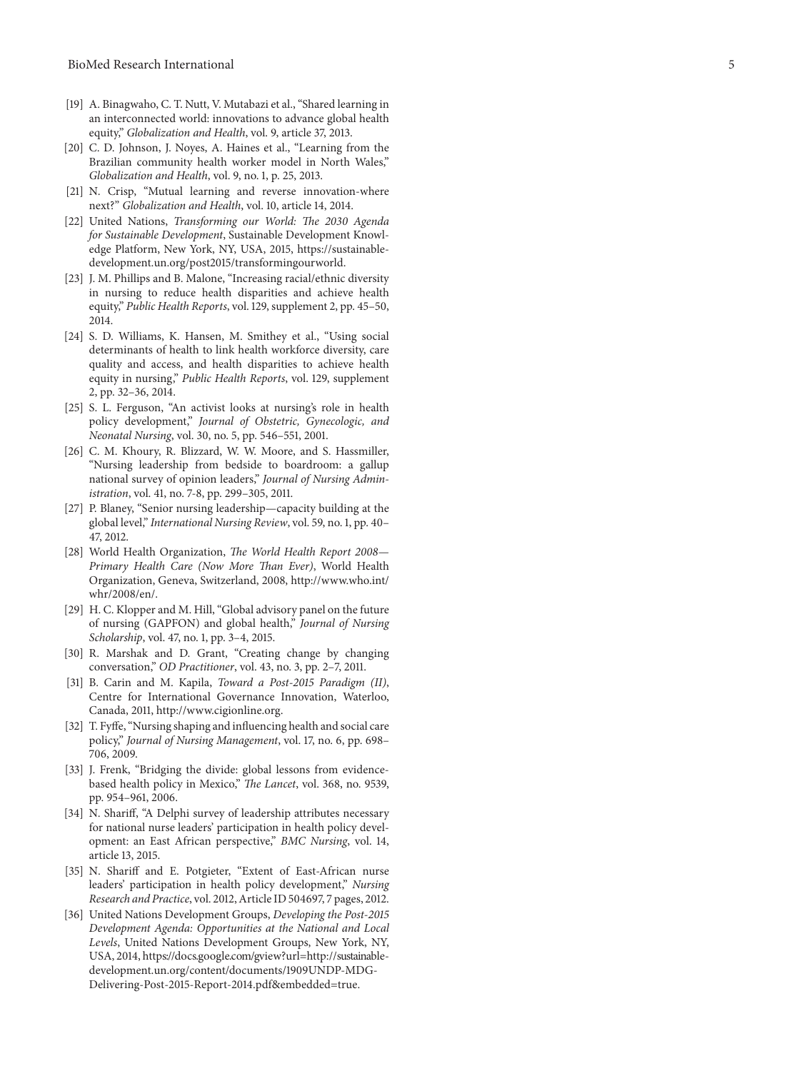[19] A. Binagwaho, C. T. Nutt, V. Mutabazi et al., "Shared learning in an interconnected world: innovations to advance global health equity," *Globalization and Health*, vol. 9, article 37, 2013.

[20] C. D. Johnson, J. Noyes, A. Haines et al., "Learning from the Brazilian community health worker model in North Wales," *Globalization and Health*, vol. 9, no. 1, p. 25, 2013.

[21] N. Crisp, "Mutual learning and reverse innovation-where next?" *Globalization and Health*, vol. 10, article 14, 2014.

[22] United Nations, *Transforming our World: The 2030 Agenda for Sustainable Development*, Sustainable Development Knowledge Platform, New York, NY, USA, 2015, https://sustainabledevelopment.un.org/post2015/transformingourworld.

[23] J. M. Phillips and B. Malone, "Increasing racial/ethnic diversity in nursing to reduce health disparities and achieve health equity," *Public Health Reports*, vol. 129, supplement 2, pp. 45–50, 2014.

[24] S. D. Williams, K. Hansen, M. Smithey et al., "Using social determinants of health to link health workforce diversity, care quality and access, and health disparities to achieve health equity in nursing," *Public Health Reports*, vol. 129, supplement 2, pp. 32–36, 2014.

[25] S. L. Ferguson, "An activist looks at nursing's role in health policy development," *Journal of Obstetric, Gynecologic, and Neonatal Nursing*, vol. 30, no. 5, pp. 546–551, 2001.

[26] C. M. Khoury, R. Blizzard, W. W. Moore, and S. Hassmiller, "Nursing leadership from bedside to boardroom: a gallup national survey of opinion leaders," *Journal of Nursing Administration*, vol. 41, no. 7-8, pp. 299–305, 2011.

[27] P. Blaney, "Senior nursing leadership—capacity building at the global level," *International Nursing Review*, vol. 59, no. 1, pp. 40–47, 2012.

[28] World Health Organization, *The World Health Report 2008—Primary Health Care (Now More Than Ever)*, World Health Organization, Geneva, Switzerland, 2008, http://www.who.int/whr/2008/en/.

[29] H. C. Klopper and M. Hill, "Global advisory panel on the future of nursing (GAPFON) and global health," *Journal of Nursing Scholarship*, vol. 47, no. 1, pp. 3–4, 2015.

[30] R. Marshak and D. Grant, "Creating change by changing conversation," *OD Practitioner*, vol. 43, no. 3, pp. 2–7, 2011.

[31] B. Carin and M. Kapila, *Toward a Post-2015 Paradigm (II)*, Centre for International Governance Innovation, Waterloo, Canada, 2011, http://www.cigionline.org.

[32] T. Fyffe, "Nursing shaping and influencing health and social care policy," *Journal of Nursing Management*, vol. 17, no. 6, pp. 698–706, 2009.

[33] J. Frenk, "Bridging the divide: global lessons from evidence-based health policy in Mexico," *The Lancet*, vol. 368, no. 9539, pp. 954–961, 2006.

[34] N. Shariff, "A Delphi survey of leadership attributes necessary for national nurse leaders' participation in health policy development: an East African perspective," *BMC Nursing*, vol. 14, article 13, 2015.

[35] N. Shariff and E. Potgieter, "Extent of East-African nurse leaders' participation in health policy development," *Nursing Research and Practice*, vol. 2012, Article ID 504697, 7 pages, 2012.

[36] United Nations Development Groups, *Developing the Post-2015 Development Agenda: Opportunities at the National and Local Levels*, United Nations Development Groups, New York, NY, USA, 2014, https://docs.google.com/gview?url=http://sustainabledevelopment.un.org/content/documents/1909UNDP-MDG-Delivering-Post-2015-Report-2014.pdf&embedded=true.